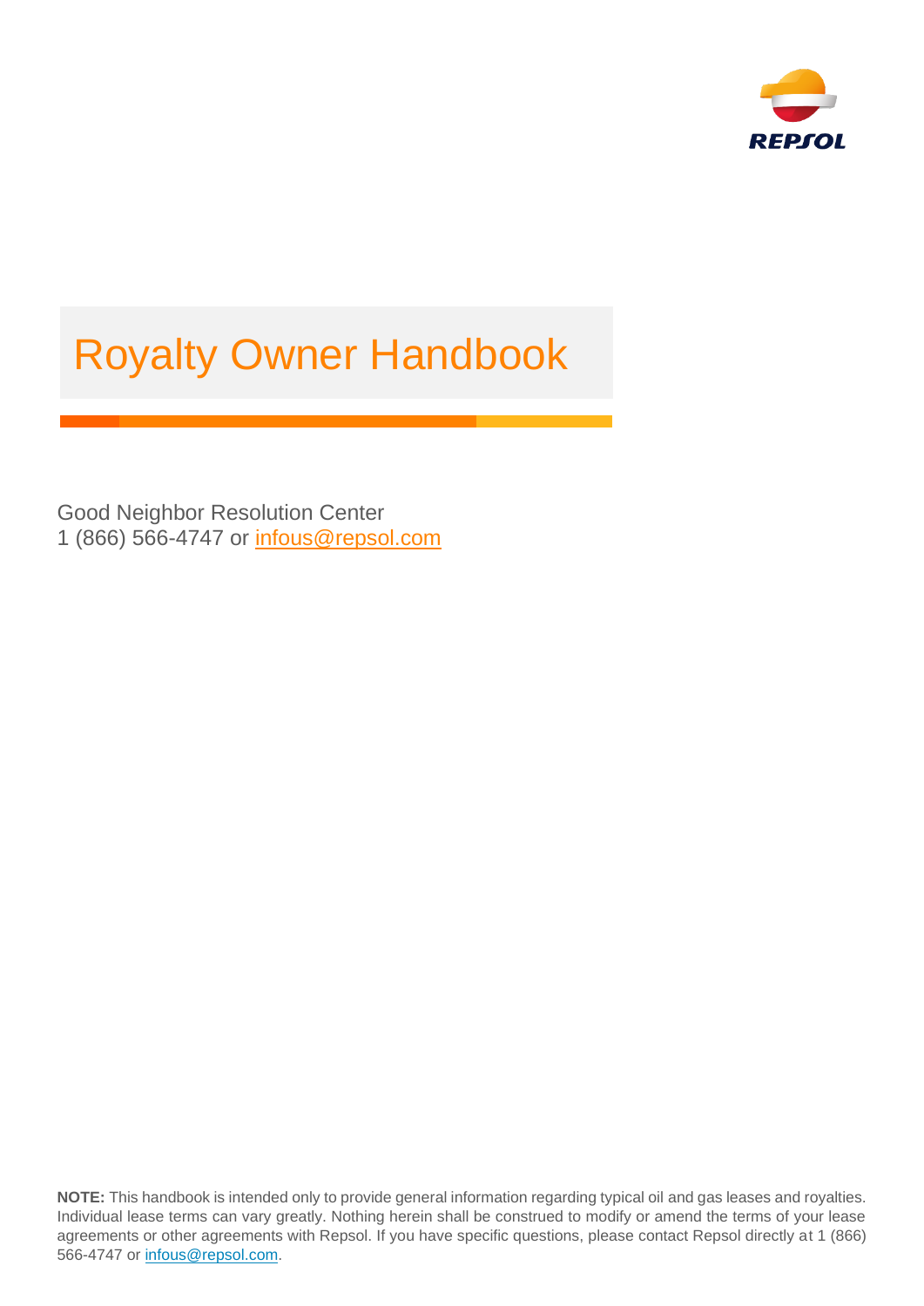REPSOL

# Royalty Owner Handbook

Good Neighbor Resolution Center
1 (866) 566-4747 or [infous@repsol.com](mailto:infous@repsol.com)

**NOTE:** This handbook is intended only to provide general information regarding typical oil and gas leases and royalties. Individual lease terms can vary greatly. Nothing herein shall be construed to modify or amend the terms of your lease agreements or other agreements with Repsol. If you have specific questions, please contact Repsol directly at 1 (866) 566-4747 or [infous@repsol.com](mailto:infous@repsol.com).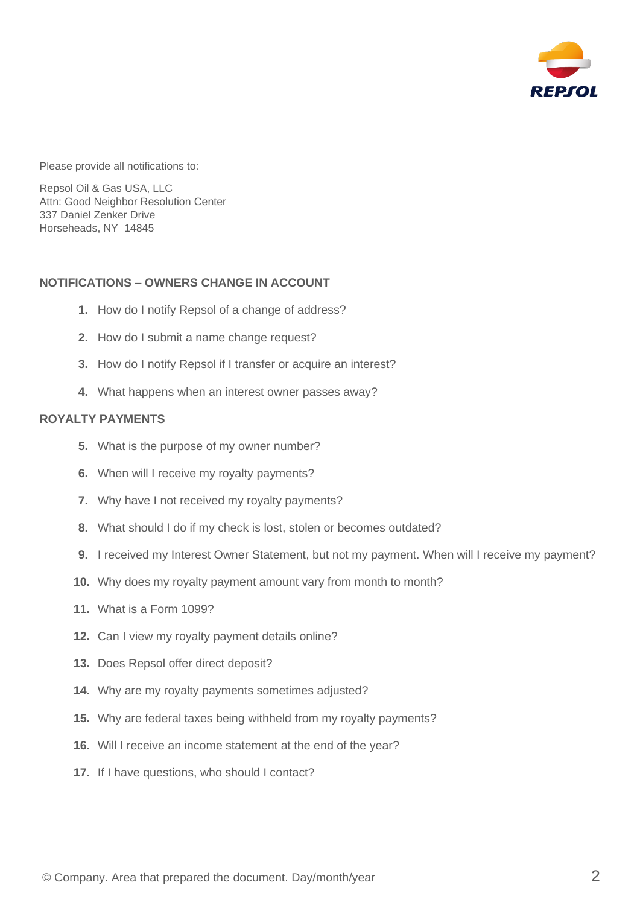Please provide all notifications to:

Repsol Oil & Gas USA, LLC
Attn: Good Neighbor Resolution Center
337 Daniel Zenker Drive
Horseheads, NY 14845

## NOTIFICATIONS – OWNERS CHANGE IN ACCOUNT

1. How do I notify Repsol of a change of address?
2. How do I submit a name change request?
3. How do I notify Repsol if I transfer or acquire an interest?
4. What happens when an interest owner passes away?

## ROYALTY PAYMENTS

5. What is the purpose of my owner number?
6. When will I receive my royalty payments?
7. Why have I not received my royalty payments?
8. What should I do if my check is lost, stolen or becomes outdated?
9. I received my Interest Owner Statement, but not my payment. When will I receive my payment?
10. Why does my royalty payment amount vary from month to month?
11. What is a Form 1099?
12. Can I view my royalty payment details online?
13. Does Repsol offer direct deposit?
14. Why are my royalty payments sometimes adjusted?
15. Why are federal taxes being withheld from my royalty payments?
16. Will I receive an income statement at the end of the year?
17. If I have questions, who should I contact?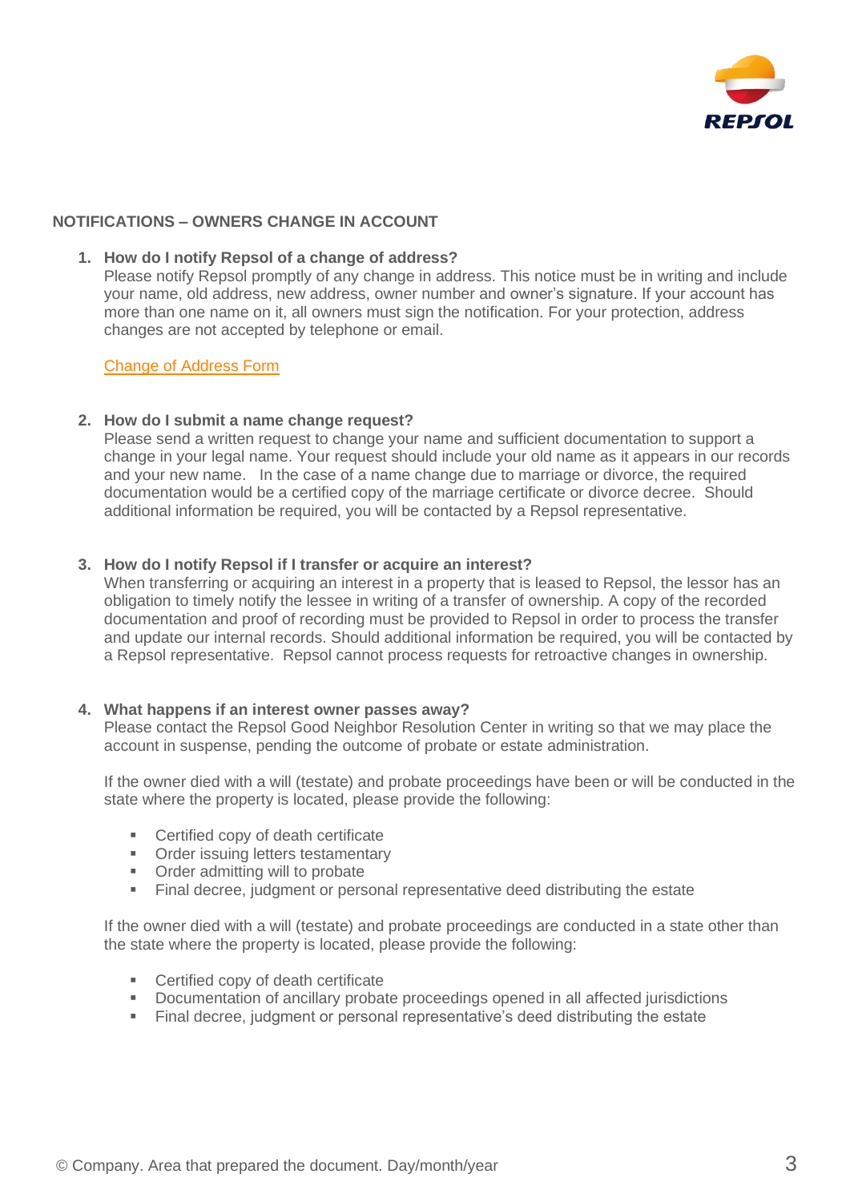## NOTIFICATIONS – OWNERS CHANGE IN ACCOUNT

1. **How do I notify Repsol of a change of address?**
   Please notify Repsol promptly of any change in address. This notice must be in writing and include your name, old address, new address, owner number and owner's signature. If your account has more than one name on it, all owners must sign the notification. For your protection, address changes are not accepted by telephone or email.

   Change of Address Form

2. **How do I submit a name change request?**
   Please send a written request to change your name and sufficient documentation to support a change in your legal name. Your request should include your old name as it appears in our records and your new name. In the case of a name change due to marriage or divorce, the required documentation would be a certified copy of the marriage certificate or divorce decree. Should additional information be required, you will be contacted by a Repsol representative.

3. **How do I notify Repsol if I transfer or acquire an interest?**
   When transferring or acquiring an interest in a property that is leased to Repsol, the lessor has an obligation to timely notify the lessee in writing of a transfer of ownership. A copy of the recorded documentation and proof of recording must be provided to Repsol in order to process the transfer and update our internal records. Should additional information be required, you will be contacted by a Repsol representative. Repsol cannot process requests for retroactive changes in ownership.

4. **What happens if an interest owner passes away?**
   Please contact the Repsol Good Neighbor Resolution Center in writing so that we may place the account in suspense, pending the outcome of probate or estate administration.

   If the owner died with a will (testate) and probate proceedings have been or will be conducted in the state where the property is located, please provide the following:

   - Certified copy of death certificate
   - Order issuing letters testamentary
   - Order admitting will to probate
   - Final decree, judgment or personal representative deed distributing the estate

   If the owner died with a will (testate) and probate proceedings are conducted in a state other than the state where the property is located, please provide the following:

   - Certified copy of death certificate
   - Documentation of ancillary probate proceedings opened in all affected jurisdictions
   - Final decree, judgment or personal representative's deed distributing the estate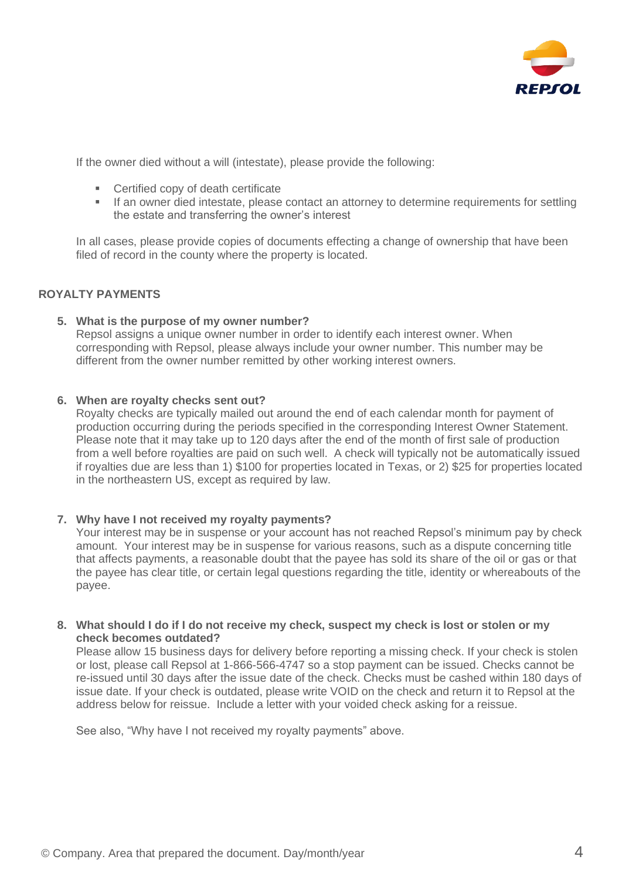If the owner died without a will (intestate), please provide the following:

- Certified copy of death certificate
- If an owner died intestate, please contact an attorney to determine requirements for settling the estate and transferring the owner's interest

In all cases, please provide copies of documents effecting a change of ownership that have been filed of record in the county where the property is located.

## ROYALTY PAYMENTS

5. **What is the purpose of my owner number?**
   Repsol assigns a unique owner number in order to identify each interest owner. When corresponding with Repsol, please always include your owner number. This number may be different from the owner number remitted by other working interest owners.

6. **When are royalty checks sent out?**
   Royalty checks are typically mailed out around the end of each calendar month for payment of production occurring during the periods specified in the corresponding Interest Owner Statement. Please note that it may take up to 120 days after the end of the month of first sale of production from a well before royalties are paid on such well. A check will typically not be automatically issued if royalties due are less than 1) $100 for properties located in Texas, or 2) $25 for properties located in the northeastern US, except as required by law.

7. **Why have I not received my royalty payments?**
   Your interest may be in suspense or your account has not reached Repsol's minimum pay by check amount. Your interest may be in suspense for various reasons, such as a dispute concerning title that affects payments, a reasonable doubt that the payee has sold its share of the oil or gas or that the payee has clear title, or certain legal questions regarding the title, identity or whereabouts of the payee.

8. **What should I do if I do not receive my check, suspect my check is lost or stolen or my check becomes outdated?**
   Please allow 15 business days for delivery before reporting a missing check. If your check is stolen or lost, please call Repsol at 1-866-566-4747 so a stop payment can be issued. Checks cannot be re-issued until 30 days after the issue date of the check. Checks must be cashed within 180 days of issue date. If your check is outdated, please write VOID on the check and return it to Repsol at the address below for reissue. Include a letter with your voided check asking for a reissue.

   See also, "Why have I not received my royalty payments" above.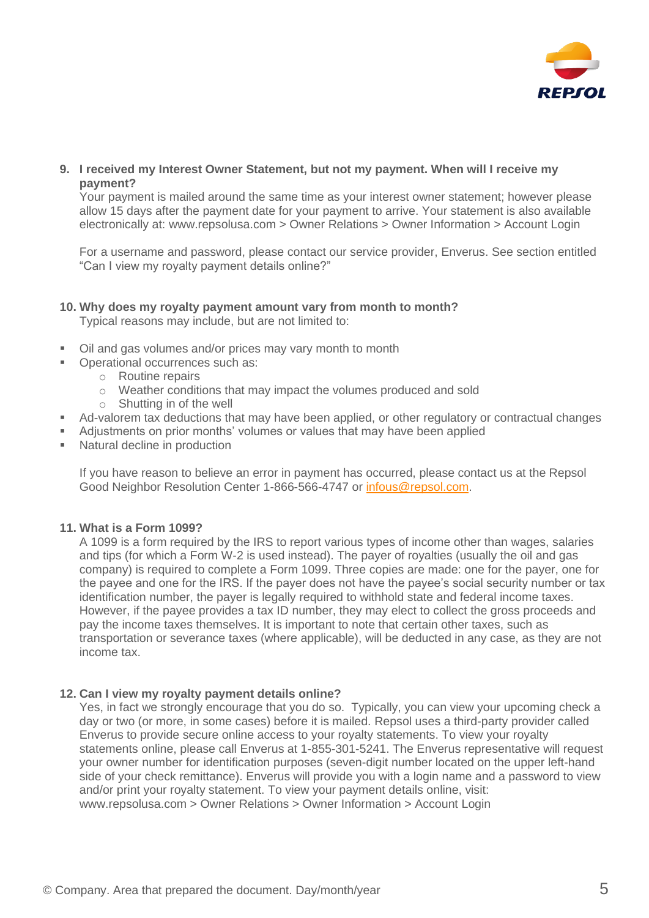9. **I received my Interest Owner Statement, but not my payment. When will I receive my payment?**

   Your payment is mailed around the same time as your interest owner statement; however please allow 15 days after the payment date for your payment to arrive. Your statement is also available electronically at: www.repsolusa.com > Owner Relations > Owner Information > Account Login

   For a username and password, please contact our service provider, Enverus. See section entitled "Can I view my royalty payment details online?"

10. **Why does my royalty payment amount vary from month to month?**

    Typical reasons may include, but are not limited to:

- Oil and gas volumes and/or prices may vary month to month
- Operational occurrences such as:
  - Routine repairs
  - Weather conditions that may impact the volumes produced and sold
  - Shutting in of the well
- Ad-valorem tax deductions that may have been applied, or other regulatory or contractual changes
- Adjustments on prior months' volumes or values that may have been applied
- Natural decline in production

  If you have reason to believe an error in payment has occurred, please contact us at the Repsol Good Neighbor Resolution Center 1-866-566-4747 or infous@repsol.com.

11. **What is a Form 1099?**

    A 1099 is a form required by the IRS to report various types of income other than wages, salaries and tips (for which a Form W-2 is used instead). The payer of royalties (usually the oil and gas company) is required to complete a Form 1099. Three copies are made: one for the payer, one for the payee and one for the IRS. If the payer does not have the payee's social security number or tax identification number, the payer is legally required to withhold state and federal income taxes. However, if the payee provides a tax ID number, they may elect to collect the gross proceeds and pay the income taxes themselves. It is important to note that certain other taxes, such as transportation or severance taxes (where applicable), will be deducted in any case, as they are not income tax.

12. **Can I view my royalty payment details online?**

    Yes, in fact we strongly encourage that you do so. Typically, you can view your upcoming check a day or two (or more, in some cases) before it is mailed. Repsol uses a third-party provider called Enverus to provide secure online access to your royalty statements. To view your royalty statements online, please call Enverus at 1-855-301-5241. The Enverus representative will request your owner number for identification purposes (seven-digit number located on the upper left-hand side of your check remittance). Enverus will provide you with a login name and a password to view and/or print your royalty statement. To view your payment details online, visit: www.repsolusa.com > Owner Relations > Owner Information > Account Login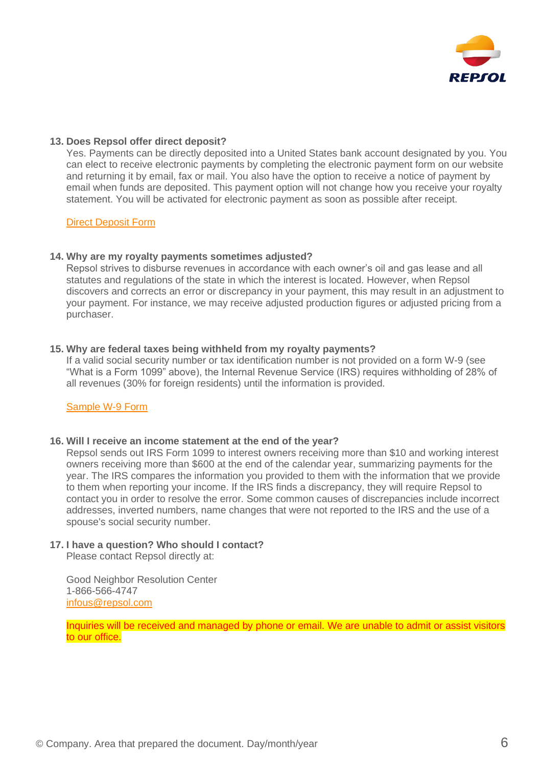**13. Does Repsol offer direct deposit?**

Yes. Payments can be directly deposited into a United States bank account designated by you. You can elect to receive electronic payments by completing the electronic payment form on our website and returning it by email, fax or mail. You also have the option to receive a notice of payment by email when funds are deposited. This payment option will not change how you receive your royalty statement. You will be activated for electronic payment as soon as possible after receipt.

Direct Deposit Form

**14. Why are my royalty payments sometimes adjusted?**

Repsol strives to disburse revenues in accordance with each owner's oil and gas lease and all statutes and regulations of the state in which the interest is located. However, when Repsol discovers and corrects an error or discrepancy in your payment, this may result in an adjustment to your payment. For instance, we may receive adjusted production figures or adjusted pricing from a purchaser.

**15. Why are federal taxes being withheld from my royalty payments?**

If a valid social security number or tax identification number is not provided on a form W-9 (see "What is a Form 1099" above), the Internal Revenue Service (IRS) requires withholding of 28% of all revenues (30% for foreign residents) until the information is provided.

Sample W-9 Form

**16. Will I receive an income statement at the end of the year?**

Repsol sends out IRS Form 1099 to interest owners receiving more than $10 and working interest owners receiving more than $600 at the end of the calendar year, summarizing payments for the year. The IRS compares the information you provided to them with the information that we provide to them when reporting your income. If the IRS finds a discrepancy, they will require Repsol to contact you in order to resolve the error. Some common causes of discrepancies include incorrect addresses, inverted numbers, name changes that were not reported to the IRS and the use of a spouse's social security number.

**17. I have a question? Who should I contact?**

Please contact Repsol directly at:

Good Neighbor Resolution Center
1-866-566-4747
infous@repsol.com

Inquiries will be received and managed by phone or email. We are unable to admit or assist visitors to our office.